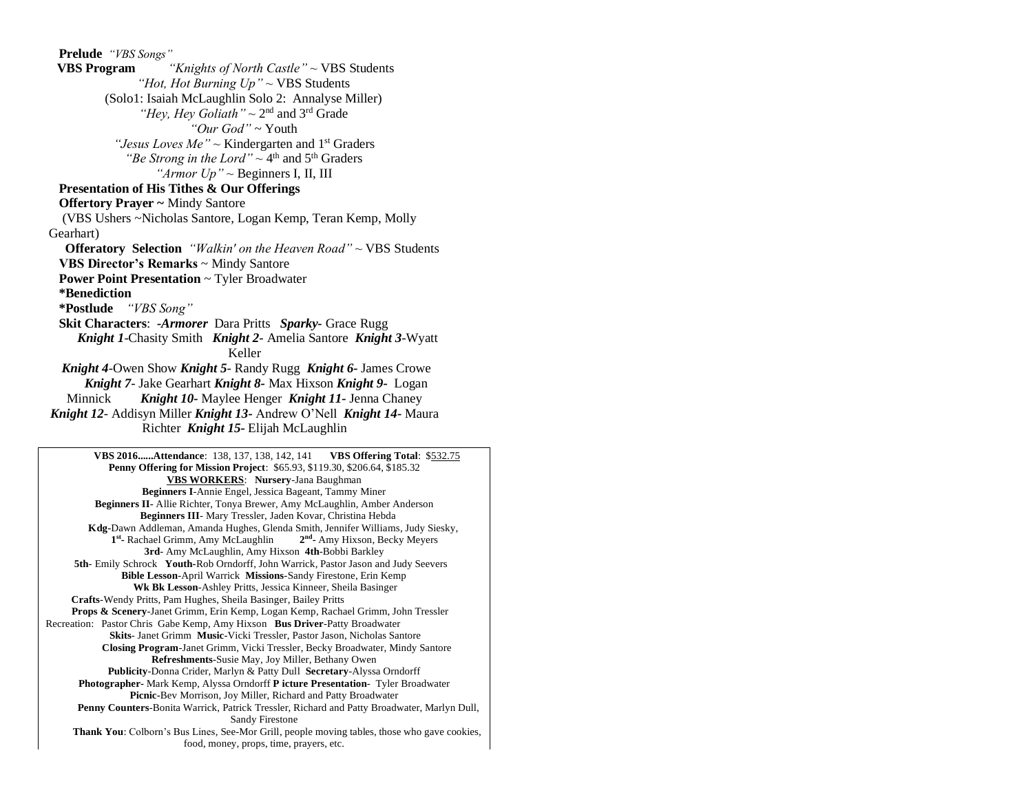**Prelude** *"VBS Songs"*

**VBS Program** *"Knights of North Castle"* ~ VBS Students

*"Hot, Hot Burning Up"* ~ VBS Students

(Solo1: Isaiah McLaughlin Solo 2: Annalyse Miller)

*"Hey, Hey Goliath"* ~ 2nd and 3rd Grade

*"Our God"* ~ Youth

*"Jesus Loves Me"* ~ Kindergarten and 1st Graders

*"Be Strong in the Lord"* ~ 4th and 5th Graders

*"Armor Up"* ~ Beginners I, II, III

**Presentation of His Tithes & Our Offerings**

**Offertory Prayer ~** Mindy Santore

(VBS Ushers ~Nicholas Santore, Logan Kemp, Teran Kemp, Molly Gearhart)

**Offeratory Selection** *"Walkin' on the Heaven Road"* ~ VBS Students

**VBS Director's Remarks** ~ Mindy Santore

**Power Point Presentation** ~ Tyler Broadwater

**\*Benediction**

**\*Postlude** *"VBS Song"*

**Skit Characters**: ***-Armorer*** Dara Pritts ***Sparky-*** Grace Rugg ***Knight 1***-Chasity Smith ***Knight 2***- Amelia Santore ***Knight 3***-Wyatt Keller ***Knight 4***-Owen Show ***Knight 5***- Randy Rugg ***Knight 6***- James Crowe ***Knight 7***- Jake Gearhart ***Knight 8***- Max Hixson ***Knight 9***- Logan Minnick ***Knight 10***- Maylee Henger ***Knight 11***- Jenna Chaney ***Knight 12***- Addisyn Miller ***Knight 13***- Andrew O'Nell ***Knight 14***- Maura Richter ***Knight 15***- Elijah McLaughlin

---

**VBS 2016......Attendance**: 138, 137, 138, 142, 141 **VBS Offering Total**: $532.75

**Penny Offering for Mission Project**: $65.93, $119.30, $206.64, $185.32

**VBS WORKERS**: **Nursery**-Jana Baughman

**Beginners I**-Annie Engel, Jessica Bageant, Tammy Miner

**Beginners II**- Allie Richter, Tonya Brewer, Amy McLaughlin, Amber Anderson

**Beginners III**- Mary Tressler, Jaden Kovar, Christina Hebda

**Kdg**-Dawn Addleman, Amanda Hughes, Glenda Smith, Jennifer Williams, Judy Siesky,

**1st**- Rachael Grimm, Amy McLaughlin **2nd**- Amy Hixson, Becky Meyers

**3rd**- Amy McLaughlin, Amy Hixson **4th**-Bobbi Barkley

**5th**- Emily Schrock **Youth**-Rob Orndorff, John Warrick, Pastor Jason and Judy Seevers

**Bible Lesson**-April Warrick **Missions**-Sandy Firestone, Erin Kemp

**Wk Bk Lesson**-Ashley Pritts, Jessica Kinneer, Sheila Basinger

**Crafts**-Wendy Pritts, Pam Hughes, Sheila Basinger, Bailey Pritts

**Props & Scenery**-Janet Grimm, Erin Kemp, Logan Kemp, Rachael Grimm, John Tressler

Recreation: Pastor Chris Gabe Kemp, Amy Hixson **Bus Driver**-Patty Broadwater

**Skits**- Janet Grimm **Music**-Vicki Tressler, Pastor Jason, Nicholas Santore

**Closing Program**-Janet Grimm, Vicki Tressler, Becky Broadwater, Mindy Santore

**Refreshments**-Susie May, Joy Miller, Bethany Owen

**Publicity**-Donna Crider, Marlyn & Patty Dull **Secretary**-Alyssa Orndorff

**Photographer**- Mark Kemp, Alyssa Orndorff **P icture Presentation**- Tyler Broadwater

**Picnic**-Bev Morrison, Joy Miller, Richard and Patty Broadwater

**Penny Counters**-Bonita Warrick, Patrick Tressler, Richard and Patty Broadwater, Marlyn Dull, Sandy Firestone

**Thank You**: Colborn's Bus Lines, See-Mor Grill, people moving tables, those who gave cookies, food, money, props, time, prayers, etc.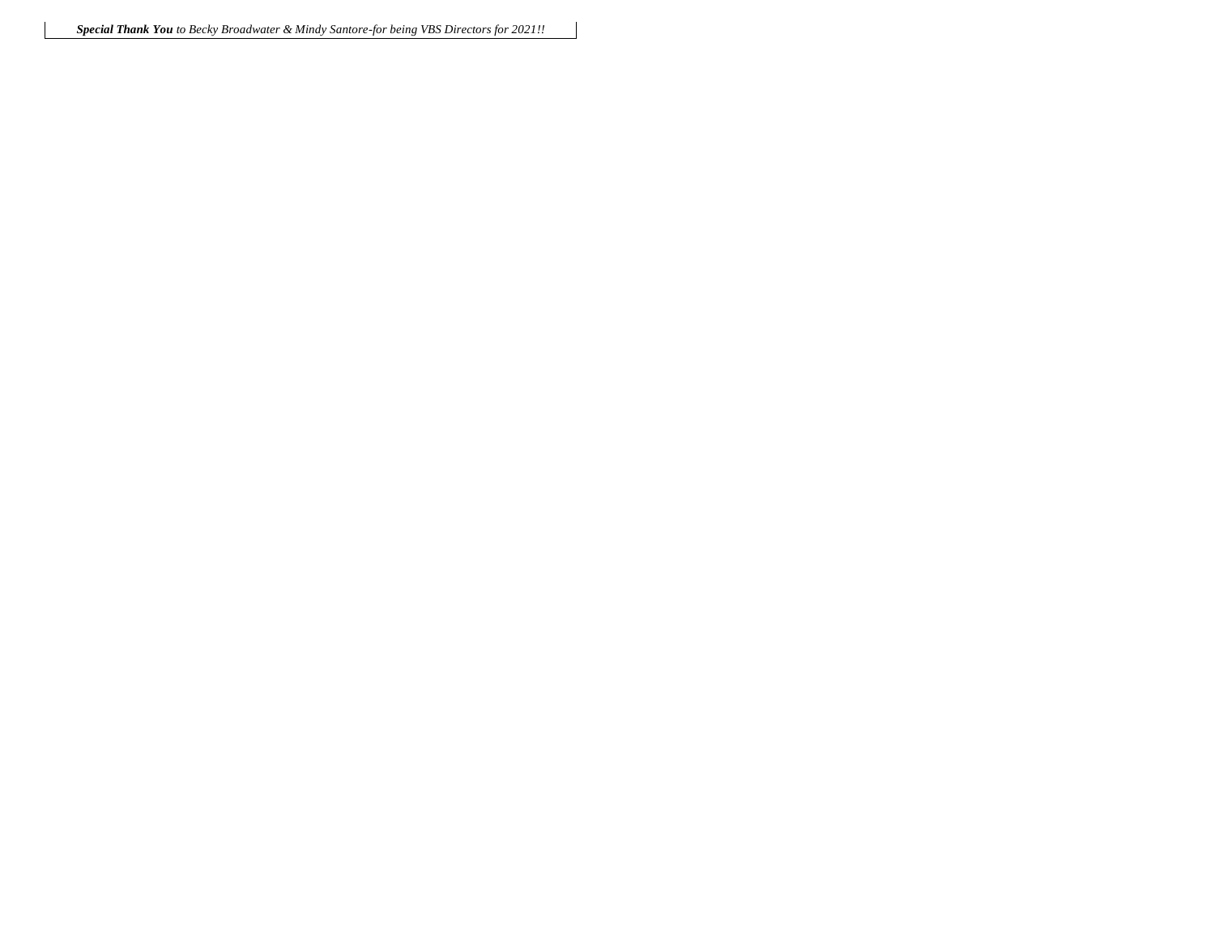***Special Thank You*** *to Becky Broadwater & Mindy Santore-for being VBS Directors for 2021!!*